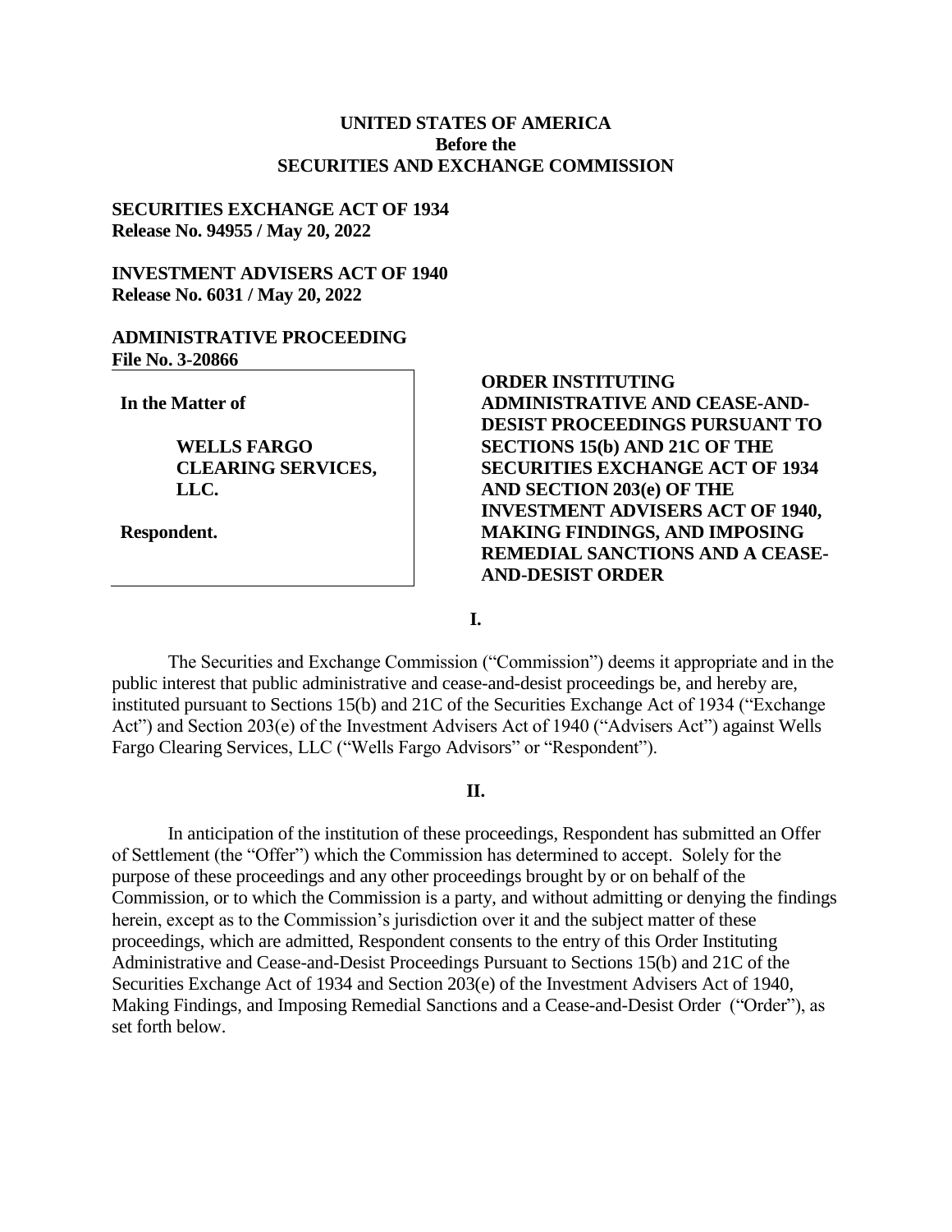**UNITED STATES OF AMERICA**
**Before the**
**SECURITIES AND EXCHANGE COMMISSION**

**SECURITIES EXCHANGE ACT OF 1934**
**Release No. 94955 / May 20, 2022**

**INVESTMENT ADVISERS ACT OF 1940**
**Release No. 6031 / May 20, 2022**

**ADMINISTRATIVE PROCEEDING**
**File No. 3-20866**

| | |
|---|---|
| **In the Matter of**<br><br>**WELLS FARGO CLEARING SERVICES, LLC.**<br><br>**Respondent.** | **ORDER INSTITUTING ADMINISTRATIVE AND CEASE-AND-DESIST PROCEEDINGS PURSUANT TO SECTIONS 15(b) AND 21C OF THE SECURITIES EXCHANGE ACT OF 1934 AND SECTION 203(e) OF THE INVESTMENT ADVISERS ACT OF 1940, MAKING FINDINGS, AND IMPOSING REMEDIAL SANCTIONS AND A CEASE-AND-DESIST ORDER** |

**I.**

The Securities and Exchange Commission ("Commission") deems it appropriate and in the public interest that public administrative and cease-and-desist proceedings be, and hereby are, instituted pursuant to Sections 15(b) and 21C of the Securities Exchange Act of 1934 ("Exchange Act") and Section 203(e) of the Investment Advisers Act of 1940 ("Advisers Act") against Wells Fargo Clearing Services, LLC ("Wells Fargo Advisors" or "Respondent").

**II.**

In anticipation of the institution of these proceedings, Respondent has submitted an Offer of Settlement (the "Offer") which the Commission has determined to accept. Solely for the purpose of these proceedings and any other proceedings brought by or on behalf of the Commission, or to which the Commission is a party, and without admitting or denying the findings herein, except as to the Commission's jurisdiction over it and the subject matter of these proceedings, which are admitted, Respondent consents to the entry of this Order Instituting Administrative and Cease-and-Desist Proceedings Pursuant to Sections 15(b) and 21C of the Securities Exchange Act of 1934 and Section 203(e) of the Investment Advisers Act of 1940, Making Findings, and Imposing Remedial Sanctions and a Cease-and-Desist Order ("Order"), as set forth below.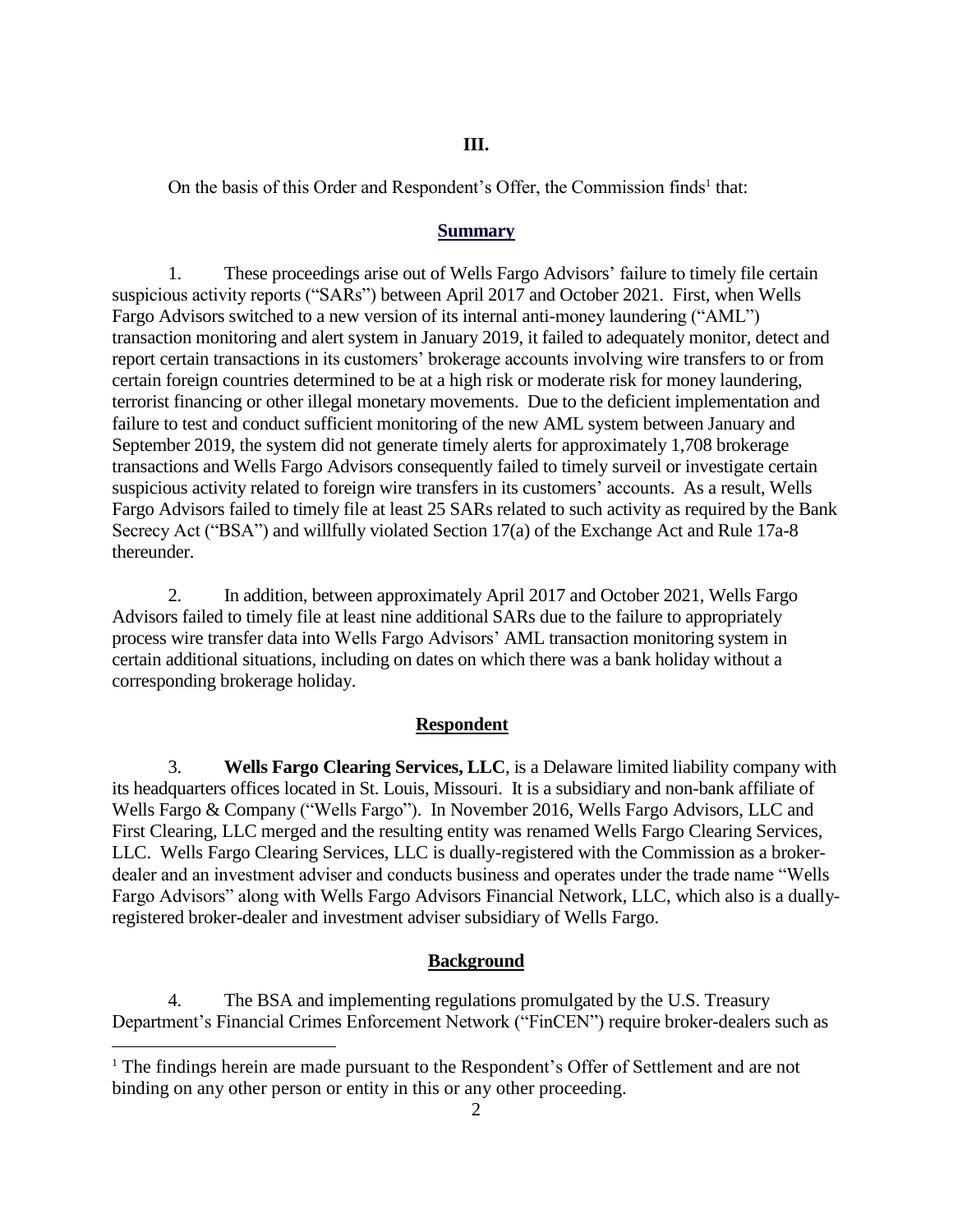# III.

On the basis of this Order and Respondent's Offer, the Commission finds[1] that:

## Summary

1. These proceedings arise out of Wells Fargo Advisors' failure to timely file certain suspicious activity reports ("SARs") between April 2017 and October 2021. First, when Wells Fargo Advisors switched to a new version of its internal anti-money laundering ("AML") transaction monitoring and alert system in January 2019, it failed to adequately monitor, detect and report certain transactions in its customers' brokerage accounts involving wire transfers to or from certain foreign countries determined to be at a high risk or moderate risk for money laundering, terrorist financing or other illegal monetary movements. Due to the deficient implementation and failure to test and conduct sufficient monitoring of the new AML system between January and September 2019, the system did not generate timely alerts for approximately 1,708 brokerage transactions and Wells Fargo Advisors consequently failed to timely surveil or investigate certain suspicious activity related to foreign wire transfers in its customers' accounts. As a result, Wells Fargo Advisors failed to timely file at least 25 SARs related to such activity as required by the Bank Secrecy Act ("BSA") and willfully violated Section 17(a) of the Exchange Act and Rule 17a-8 thereunder.

2. In addition, between approximately April 2017 and October 2021, Wells Fargo Advisors failed to timely file at least nine additional SARs due to the failure to appropriately process wire transfer data into Wells Fargo Advisors' AML transaction monitoring system in certain additional situations, including on dates on which there was a bank holiday without a corresponding brokerage holiday.

## Respondent

3. **Wells Fargo Clearing Services, LLC**, is a Delaware limited liability company with its headquarters offices located in St. Louis, Missouri. It is a subsidiary and non-bank affiliate of Wells Fargo & Company ("Wells Fargo"). In November 2016, Wells Fargo Advisors, LLC and First Clearing, LLC merged and the resulting entity was renamed Wells Fargo Clearing Services, LLC. Wells Fargo Clearing Services, LLC is dually-registered with the Commission as a broker-dealer and an investment adviser and conducts business and operates under the trade name "Wells Fargo Advisors" along with Wells Fargo Advisors Financial Network, LLC, which also is a dually-registered broker-dealer and investment adviser subsidiary of Wells Fargo.

## Background

4. The BSA and implementing regulations promulgated by the U.S. Treasury Department's Financial Crimes Enforcement Network ("FinCEN") require broker-dealers such as

[1] The findings herein are made pursuant to the Respondent's Offer of Settlement and are not binding on any other person or entity in this or any other proceeding.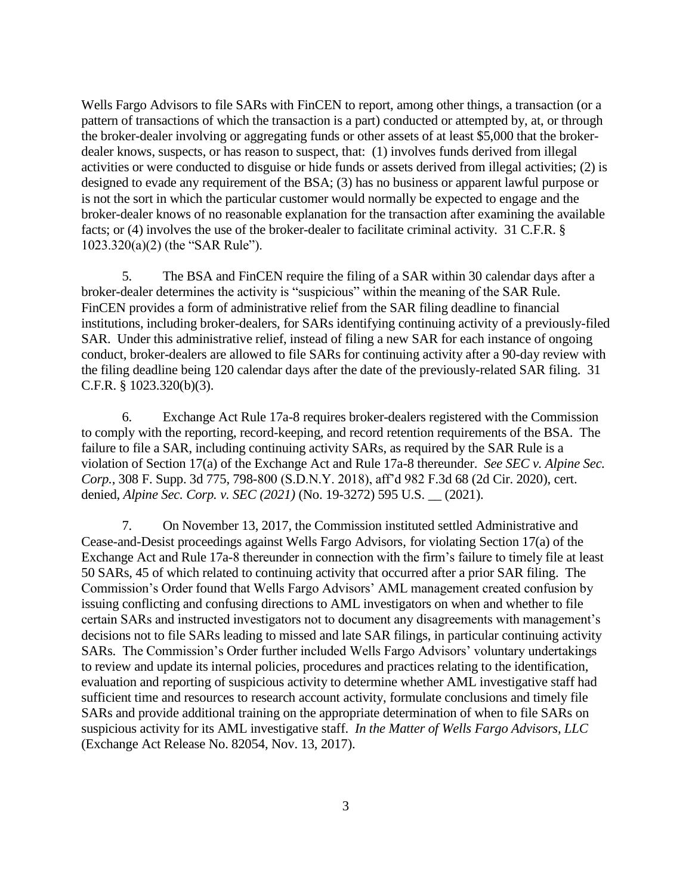Wells Fargo Advisors to file SARs with FinCEN to report, among other things, a transaction (or a pattern of transactions of which the transaction is a part) conducted or attempted by, at, or through the broker-dealer involving or aggregating funds or other assets of at least $5,000 that the broker-dealer knows, suspects, or has reason to suspect, that: (1) involves funds derived from illegal activities or were conducted to disguise or hide funds or assets derived from illegal activities; (2) is designed to evade any requirement of the BSA; (3) has no business or apparent lawful purpose or is not the sort in which the particular customer would normally be expected to engage and the broker-dealer knows of no reasonable explanation for the transaction after examining the available facts; or (4) involves the use of the broker-dealer to facilitate criminal activity. 31 C.F.R. § 1023.320(a)(2) (the "SAR Rule").

5. The BSA and FinCEN require the filing of a SAR within 30 calendar days after a broker-dealer determines the activity is "suspicious" within the meaning of the SAR Rule. FinCEN provides a form of administrative relief from the SAR filing deadline to financial institutions, including broker-dealers, for SARs identifying continuing activity of a previously-filed SAR. Under this administrative relief, instead of filing a new SAR for each instance of ongoing conduct, broker-dealers are allowed to file SARs for continuing activity after a 90-day review with the filing deadline being 120 calendar days after the date of the previously-related SAR filing. 31 C.F.R. § 1023.320(b)(3).

6. Exchange Act Rule 17a-8 requires broker-dealers registered with the Commission to comply with the reporting, record-keeping, and record retention requirements of the BSA. The failure to file a SAR, including continuing activity SARs, as required by the SAR Rule is a violation of Section 17(a) of the Exchange Act and Rule 17a-8 thereunder. *See SEC v. Alpine Sec. Corp.*, 308 F. Supp. 3d 775, 798-800 (S.D.N.Y. 2018), aff'd 982 F.3d 68 (2d Cir. 2020), cert. denied, *Alpine Sec. Corp. v. SEC (2021)* (No. 19-3272) 595 U.S. __ (2021).

7. On November 13, 2017, the Commission instituted settled Administrative and Cease-and-Desist proceedings against Wells Fargo Advisors, for violating Section 17(a) of the Exchange Act and Rule 17a-8 thereunder in connection with the firm's failure to timely file at least 50 SARs, 45 of which related to continuing activity that occurred after a prior SAR filing. The Commission's Order found that Wells Fargo Advisors' AML management created confusion by issuing conflicting and confusing directions to AML investigators on when and whether to file certain SARs and instructed investigators not to document any disagreements with management's decisions not to file SARs leading to missed and late SAR filings, in particular continuing activity SARs. The Commission's Order further included Wells Fargo Advisors' voluntary undertakings to review and update its internal policies, procedures and practices relating to the identification, evaluation and reporting of suspicious activity to determine whether AML investigative staff had sufficient time and resources to research account activity, formulate conclusions and timely file SARs and provide additional training on the appropriate determination of when to file SARs on suspicious activity for its AML investigative staff. *In the Matter of Wells Fargo Advisors, LLC* (Exchange Act Release No. 82054, Nov. 13, 2017).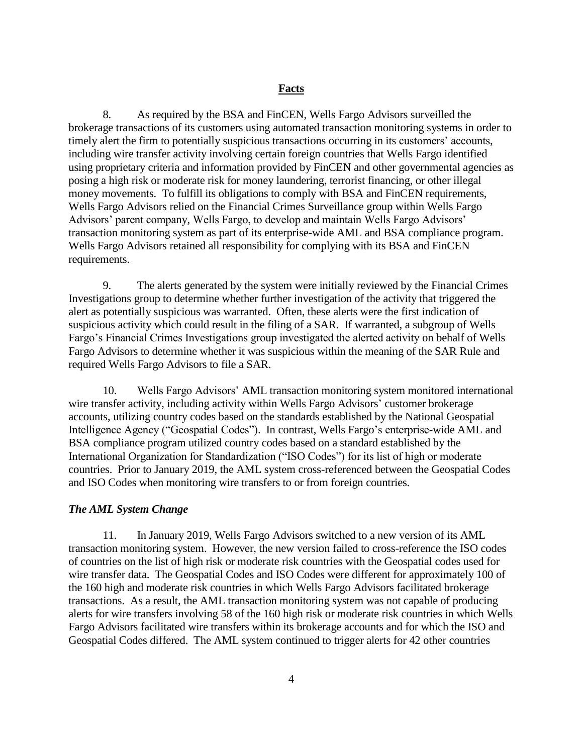## Facts

8. As required by the BSA and FinCEN, Wells Fargo Advisors surveilled the brokerage transactions of its customers using automated transaction monitoring systems in order to timely alert the firm to potentially suspicious transactions occurring in its customers' accounts, including wire transfer activity involving certain foreign countries that Wells Fargo identified using proprietary criteria and information provided by FinCEN and other governmental agencies as posing a high risk or moderate risk for money laundering, terrorist financing, or other illegal money movements. To fulfill its obligations to comply with BSA and FinCEN requirements, Wells Fargo Advisors relied on the Financial Crimes Surveillance group within Wells Fargo Advisors' parent company, Wells Fargo, to develop and maintain Wells Fargo Advisors' transaction monitoring system as part of its enterprise-wide AML and BSA compliance program. Wells Fargo Advisors retained all responsibility for complying with its BSA and FinCEN requirements.

9. The alerts generated by the system were initially reviewed by the Financial Crimes Investigations group to determine whether further investigation of the activity that triggered the alert as potentially suspicious was warranted. Often, these alerts were the first indication of suspicious activity which could result in the filing of a SAR. If warranted, a subgroup of Wells Fargo's Financial Crimes Investigations group investigated the alerted activity on behalf of Wells Fargo Advisors to determine whether it was suspicious within the meaning of the SAR Rule and required Wells Fargo Advisors to file a SAR.

10. Wells Fargo Advisors' AML transaction monitoring system monitored international wire transfer activity, including activity within Wells Fargo Advisors' customer brokerage accounts, utilizing country codes based on the standards established by the National Geospatial Intelligence Agency ("Geospatial Codes"). In contrast, Wells Fargo's enterprise-wide AML and BSA compliance program utilized country codes based on a standard established by the International Organization for Standardization ("ISO Codes") for its list of high or moderate countries. Prior to January 2019, the AML system cross-referenced between the Geospatial Codes and ISO Codes when monitoring wire transfers to or from foreign countries.

### *The AML System Change*

11. In January 2019, Wells Fargo Advisors switched to a new version of its AML transaction monitoring system. However, the new version failed to cross-reference the ISO codes of countries on the list of high risk or moderate risk countries with the Geospatial codes used for wire transfer data. The Geospatial Codes and ISO Codes were different for approximately 100 of the 160 high and moderate risk countries in which Wells Fargo Advisors facilitated brokerage transactions. As a result, the AML transaction monitoring system was not capable of producing alerts for wire transfers involving 58 of the 160 high risk or moderate risk countries in which Wells Fargo Advisors facilitated wire transfers within its brokerage accounts and for which the ISO and Geospatial Codes differed. The AML system continued to trigger alerts for 42 other countries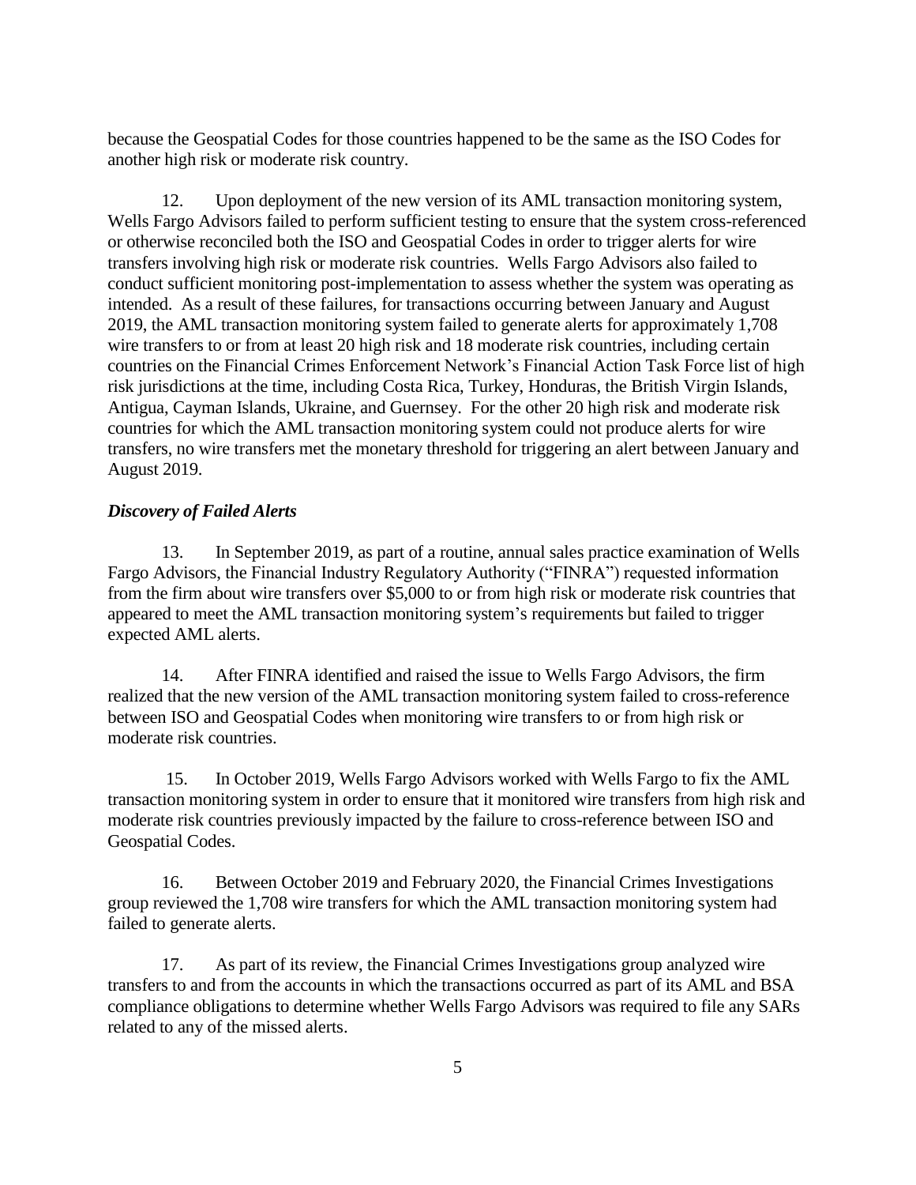because the Geospatial Codes for those countries happened to be the same as the ISO Codes for another high risk or moderate risk country.

12. Upon deployment of the new version of its AML transaction monitoring system, Wells Fargo Advisors failed to perform sufficient testing to ensure that the system cross-referenced or otherwise reconciled both the ISO and Geospatial Codes in order to trigger alerts for wire transfers involving high risk or moderate risk countries. Wells Fargo Advisors also failed to conduct sufficient monitoring post-implementation to assess whether the system was operating as intended. As a result of these failures, for transactions occurring between January and August 2019, the AML transaction monitoring system failed to generate alerts for approximately 1,708 wire transfers to or from at least 20 high risk and 18 moderate risk countries, including certain countries on the Financial Crimes Enforcement Network's Financial Action Task Force list of high risk jurisdictions at the time, including Costa Rica, Turkey, Honduras, the British Virgin Islands, Antigua, Cayman Islands, Ukraine, and Guernsey. For the other 20 high risk and moderate risk countries for which the AML transaction monitoring system could not produce alerts for wire transfers, no wire transfers met the monetary threshold for triggering an alert between January and August 2019.

***Discovery of Failed Alerts***

13. In September 2019, as part of a routine, annual sales practice examination of Wells Fargo Advisors, the Financial Industry Regulatory Authority ("FINRA") requested information from the firm about wire transfers over $5,000 to or from high risk or moderate risk countries that appeared to meet the AML transaction monitoring system's requirements but failed to trigger expected AML alerts.

14. After FINRA identified and raised the issue to Wells Fargo Advisors, the firm realized that the new version of the AML transaction monitoring system failed to cross-reference between ISO and Geospatial Codes when monitoring wire transfers to or from high risk or moderate risk countries.

15. In October 2019, Wells Fargo Advisors worked with Wells Fargo to fix the AML transaction monitoring system in order to ensure that it monitored wire transfers from high risk and moderate risk countries previously impacted by the failure to cross-reference between ISO and Geospatial Codes.

16. Between October 2019 and February 2020, the Financial Crimes Investigations group reviewed the 1,708 wire transfers for which the AML transaction monitoring system had failed to generate alerts.

17. As part of its review, the Financial Crimes Investigations group analyzed wire transfers to and from the accounts in which the transactions occurred as part of its AML and BSA compliance obligations to determine whether Wells Fargo Advisors was required to file any SARs related to any of the missed alerts.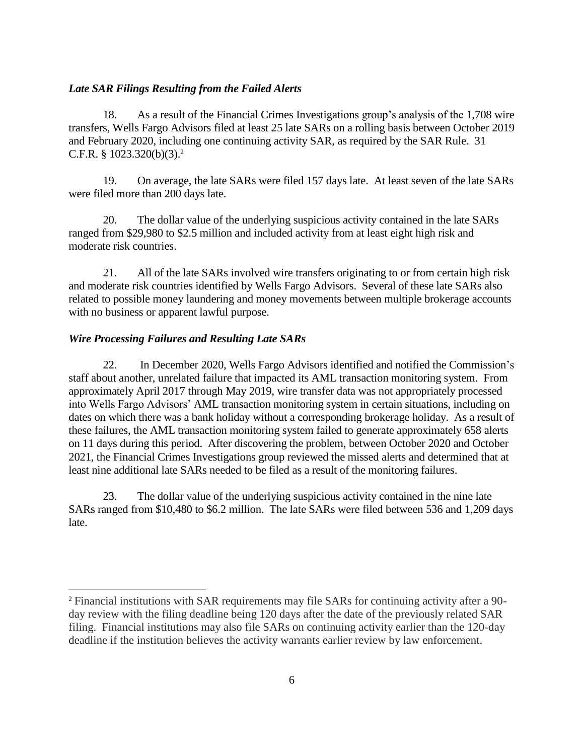### *Late SAR Filings Resulting from the Failed Alerts*

18. As a result of the Financial Crimes Investigations group's analysis of the 1,708 wire transfers, Wells Fargo Advisors filed at least 25 late SARs on a rolling basis between October 2019 and February 2020, including one continuing activity SAR, as required by the SAR Rule. 31 C.F.R. § 1023.320(b)(3).[2]

19. On average, the late SARs were filed 157 days late. At least seven of the late SARs were filed more than 200 days late.

20. The dollar value of the underlying suspicious activity contained in the late SARs ranged from $29,980 to $2.5 million and included activity from at least eight high risk and moderate risk countries.

21. All of the late SARs involved wire transfers originating to or from certain high risk and moderate risk countries identified by Wells Fargo Advisors. Several of these late SARs also related to possible money laundering and money movements between multiple brokerage accounts with no business or apparent lawful purpose.

### *Wire Processing Failures and Resulting Late SARs*

22. In December 2020, Wells Fargo Advisors identified and notified the Commission's staff about another, unrelated failure that impacted its AML transaction monitoring system. From approximately April 2017 through May 2019, wire transfer data was not appropriately processed into Wells Fargo Advisors' AML transaction monitoring system in certain situations, including on dates on which there was a bank holiday without a corresponding brokerage holiday. As a result of these failures, the AML transaction monitoring system failed to generate approximately 658 alerts on 11 days during this period. After discovering the problem, between October 2020 and October 2021, the Financial Crimes Investigations group reviewed the missed alerts and determined that at least nine additional late SARs needed to be filed as a result of the monitoring failures.

23. The dollar value of the underlying suspicious activity contained in the nine late SARs ranged from $10,480 to $6.2 million. The late SARs were filed between 536 and 1,209 days late.

---

[2] Financial institutions with SAR requirements may file SARs for continuing activity after a 90-day review with the filing deadline being 120 days after the date of the previously related SAR filing. Financial institutions may also file SARs on continuing activity earlier than the 120-day deadline if the institution believes the activity warrants earlier review by law enforcement.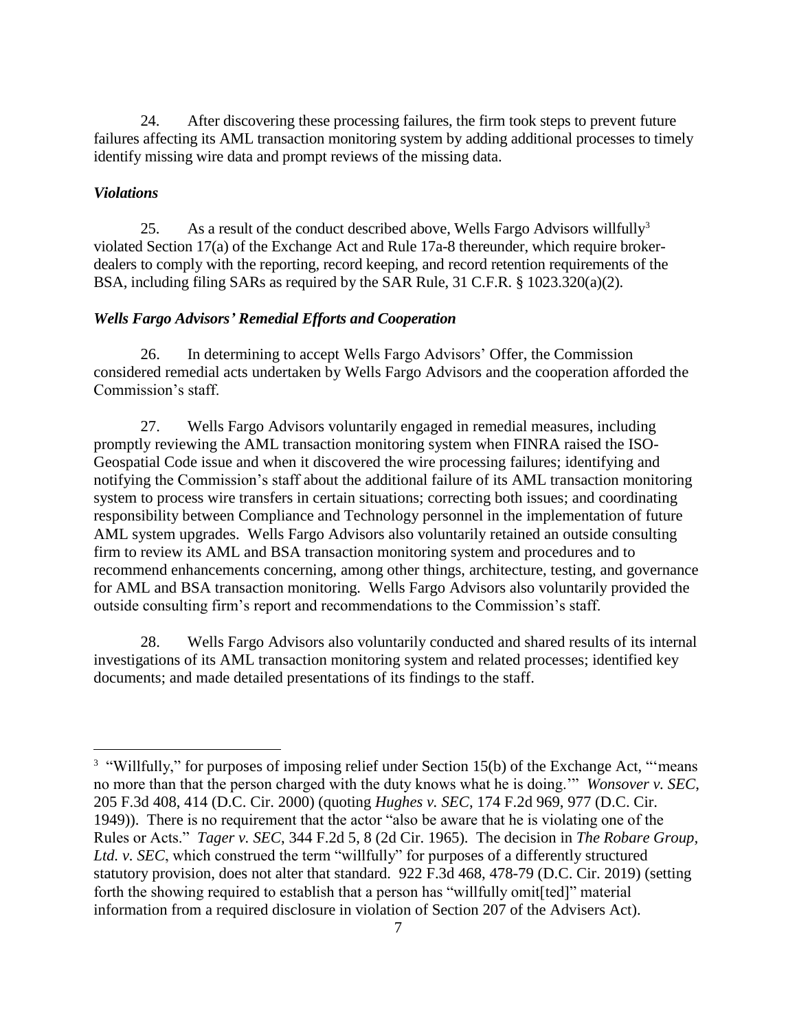24. After discovering these processing failures, the firm took steps to prevent future failures affecting its AML transaction monitoring system by adding additional processes to timely identify missing wire data and prompt reviews of the missing data.

### *Violations*

25. As a result of the conduct described above, Wells Fargo Advisors willfully[3] violated Section 17(a) of the Exchange Act and Rule 17a-8 thereunder, which require broker-dealers to comply with the reporting, record keeping, and record retention requirements of the BSA, including filing SARs as required by the SAR Rule, 31 C.F.R. § 1023.320(a)(2).

### *Wells Fargo Advisors' Remedial Efforts and Cooperation*

26. In determining to accept Wells Fargo Advisors' Offer, the Commission considered remedial acts undertaken by Wells Fargo Advisors and the cooperation afforded the Commission's staff.

27. Wells Fargo Advisors voluntarily engaged in remedial measures, including promptly reviewing the AML transaction monitoring system when FINRA raised the ISO-Geospatial Code issue and when it discovered the wire processing failures; identifying and notifying the Commission's staff about the additional failure of its AML transaction monitoring system to process wire transfers in certain situations; correcting both issues; and coordinating responsibility between Compliance and Technology personnel in the implementation of future AML system upgrades. Wells Fargo Advisors also voluntarily retained an outside consulting firm to review its AML and BSA transaction monitoring system and procedures and to recommend enhancements concerning, among other things, architecture, testing, and governance for AML and BSA transaction monitoring. Wells Fargo Advisors also voluntarily provided the outside consulting firm's report and recommendations to the Commission's staff.

28. Wells Fargo Advisors also voluntarily conducted and shared results of its internal investigations of its AML transaction monitoring system and related processes; identified key documents; and made detailed presentations of its findings to the staff.

---

[3] "Willfully," for purposes of imposing relief under Section 15(b) of the Exchange Act, "'means no more than that the person charged with the duty knows what he is doing.'" *Wonsover v. SEC*, 205 F.3d 408, 414 (D.C. Cir. 2000) (quoting *Hughes v. SEC*, 174 F.2d 969, 977 (D.C. Cir. 1949)). There is no requirement that the actor "also be aware that he is violating one of the Rules or Acts." *Tager v. SEC*, 344 F.2d 5, 8 (2d Cir. 1965). The decision in *The Robare Group, Ltd. v. SEC*, which construed the term "willfully" for purposes of a differently structured statutory provision, does not alter that standard. 922 F.3d 468, 478-79 (D.C. Cir. 2019) (setting forth the showing required to establish that a person has "willfully omit[ted]" material information from a required disclosure in violation of Section 207 of the Advisers Act).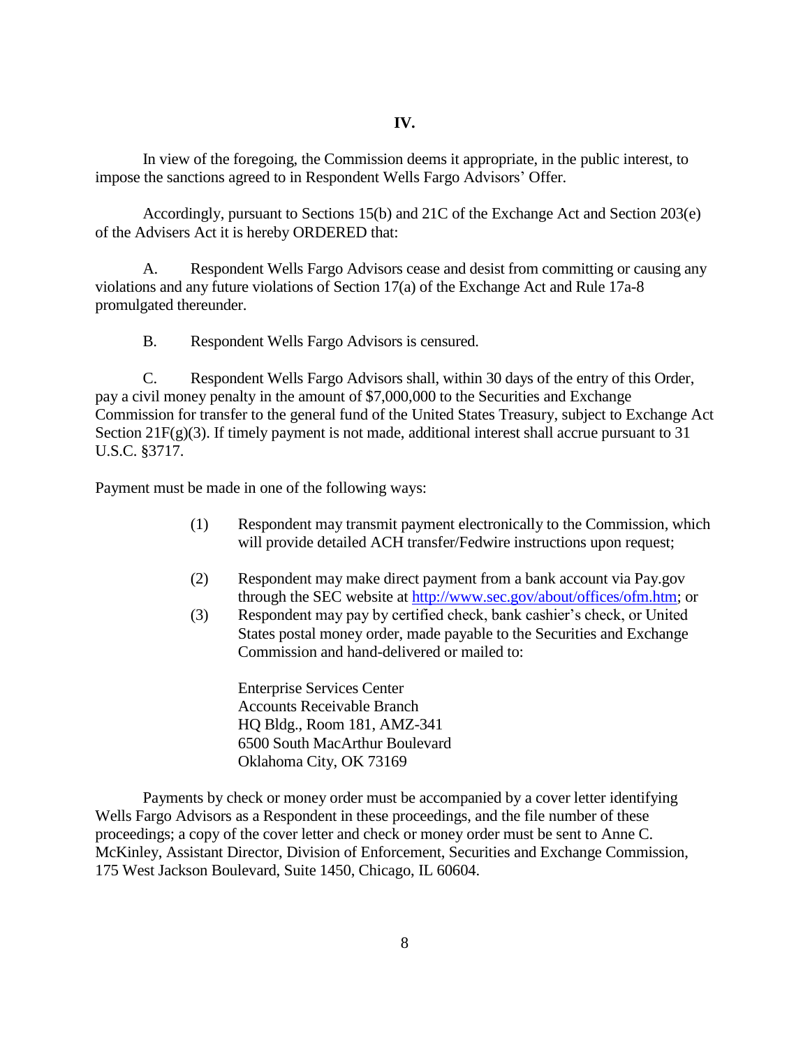## IV.

In view of the foregoing, the Commission deems it appropriate, in the public interest, to impose the sanctions agreed to in Respondent Wells Fargo Advisors' Offer.

Accordingly, pursuant to Sections 15(b) and 21C of the Exchange Act and Section 203(e) of the Advisers Act it is hereby ORDERED that:

A. Respondent Wells Fargo Advisors cease and desist from committing or causing any violations and any future violations of Section 17(a) of the Exchange Act and Rule 17a-8 promulgated thereunder.

B. Respondent Wells Fargo Advisors is censured.

C. Respondent Wells Fargo Advisors shall, within 30 days of the entry of this Order, pay a civil money penalty in the amount of $7,000,000 to the Securities and Exchange Commission for transfer to the general fund of the United States Treasury, subject to Exchange Act Section 21F(g)(3). If timely payment is not made, additional interest shall accrue pursuant to 31 U.S.C. §3717.

Payment must be made in one of the following ways:

(1) Respondent may transmit payment electronically to the Commission, which will provide detailed ACH transfer/Fedwire instructions upon request;

(2) Respondent may make direct payment from a bank account via Pay.gov through the SEC website at http://www.sec.gov/about/offices/ofm.htm; or

(3) Respondent may pay by certified check, bank cashier's check, or United States postal money order, made payable to the Securities and Exchange Commission and hand-delivered or mailed to:

Enterprise Services Center
Accounts Receivable Branch
HQ Bldg., Room 181, AMZ-341
6500 South MacArthur Boulevard
Oklahoma City, OK 73169

Payments by check or money order must be accompanied by a cover letter identifying Wells Fargo Advisors as a Respondent in these proceedings, and the file number of these proceedings; a copy of the cover letter and check or money order must be sent to Anne C. McKinley, Assistant Director, Division of Enforcement, Securities and Exchange Commission, 175 West Jackson Boulevard, Suite 1450, Chicago, IL 60604.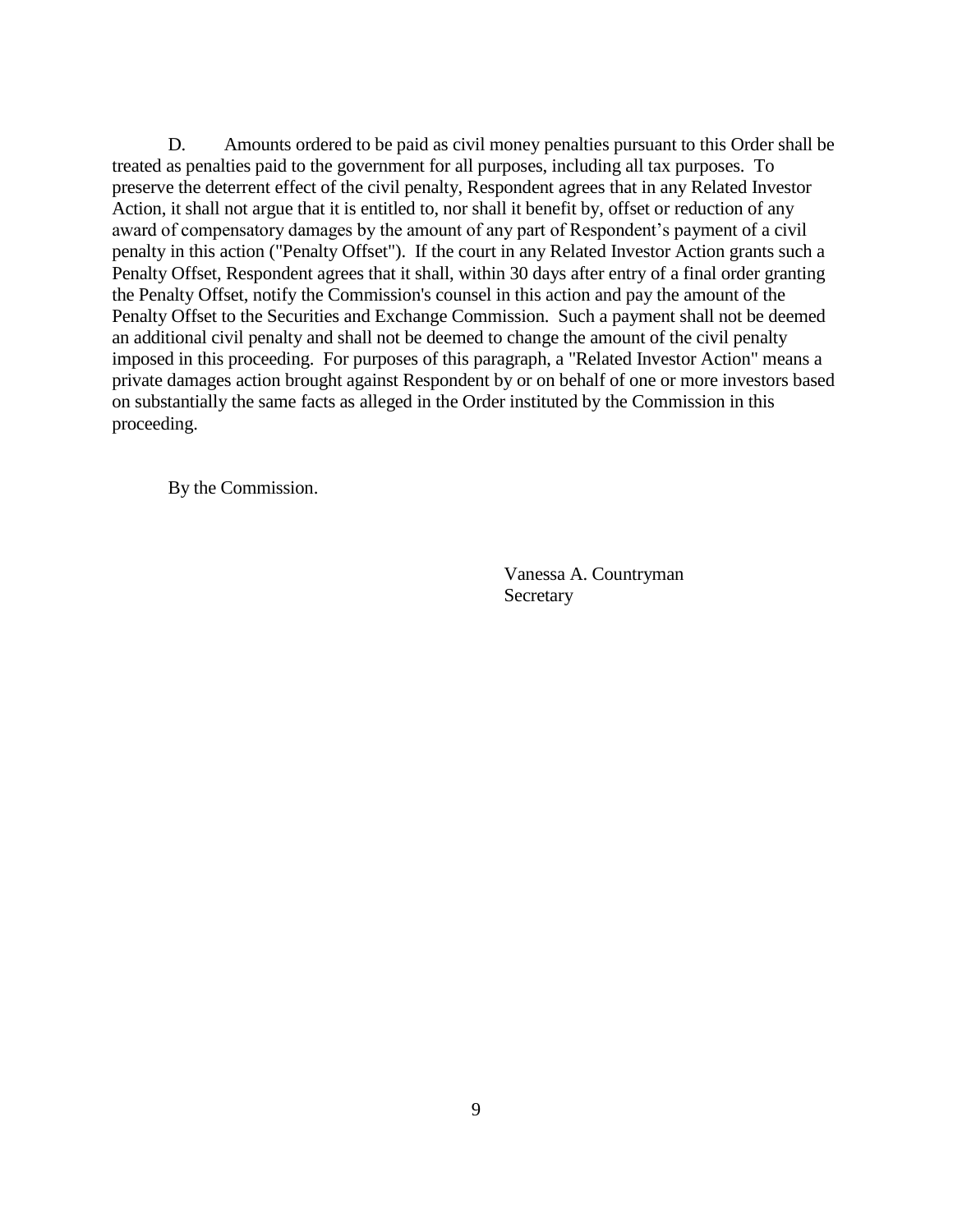D. Amounts ordered to be paid as civil money penalties pursuant to this Order shall be treated as penalties paid to the government for all purposes, including all tax purposes. To preserve the deterrent effect of the civil penalty, Respondent agrees that in any Related Investor Action, it shall not argue that it is entitled to, nor shall it benefit by, offset or reduction of any award of compensatory damages by the amount of any part of Respondent's payment of a civil penalty in this action ("Penalty Offset"). If the court in any Related Investor Action grants such a Penalty Offset, Respondent agrees that it shall, within 30 days after entry of a final order granting the Penalty Offset, notify the Commission's counsel in this action and pay the amount of the Penalty Offset to the Securities and Exchange Commission. Such a payment shall not be deemed an additional civil penalty and shall not be deemed to change the amount of the civil penalty imposed in this proceeding. For purposes of this paragraph, a "Related Investor Action" means a private damages action brought against Respondent by or on behalf of one or more investors based on substantially the same facts as alleged in the Order instituted by the Commission in this proceeding.

By the Commission.

Vanessa A. Countryman
Secretary